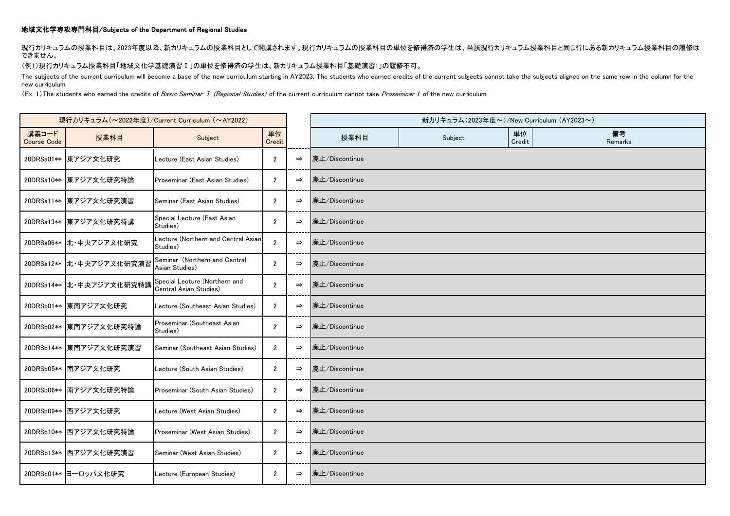**地域文化学専攻専門科目/Subjects of the Department of Regional Studies**

現行カリキュラムの授業科目は、2023年度以降、新カリキュラムの授業科目として開講されます。現行カリキュラムの授業科目の単位を修得済の学生は、当該現行カリキュラム授業科目と同じ行にある新カリキュラム授業科目の履修はできません。

（例1）現行カリキュラム授業科目「地域文化学基礎演習Ⅰ」の単位を修得済の学生は、新カリキュラム授業科目「基礎演習1」の履修不可。

The subjects of the current curriculum will become a base of the new curriculum starting in AY2023. The students who earned credits of the current subjects cannot take the subjects aligned on the same row in the column for the new curriculum.

(Ex. 1) The students who earned the credits of *Basic Seminar Ⅰ (Regional Studies)* of the current curriculum cannot take *Proseminar 1* of the new curriculum.

| 現行カリキュラム（～2022年度）/Current Curriculum (～AY2022) | | | | | 新カリキュラム（2023年度～）/New Curriculum (AY2023～) | | | |
|---|---|---|---|---|---|---|---|---|
| 講義コード Course Code | 授業科目 | Subject | 単位 Credit | | 授業科目 | Subject | 単位 Credit | 備考 Remarks |
| 20DRSa01** | 東アジア文化研究 | Lecture (East Asian Studies) | 2 | ⇒ | 廃止/Discontinue | | | |
| 20DRSa10** | 東アジア文化研究特論 | Proseminar (East Asian Studies) | 2 | ⇒ | 廃止/Discontinue | | | |
| 20DRSa11** | 東アジア文化研究演習 | Seminar (East Asian Studies) | 2 | ⇒ | 廃止/Discontinue | | | |
| 20DRSa13** | 東アジア文化研究特講 | Special Lecture (East Asian Studies) | 2 | ⇒ | 廃止/Discontinue | | | |
| 20DRSa06** | 北・中央アジア文化研究 | Lecture (Northern and Central Asian Studies) | 2 | ⇒ | 廃止/Discontinue | | | |
| 20DRSa12** | 北・中央アジア文化研究演習 | Seminar (Northern and Central Asian Studies) | 2 | ⇒ | 廃止/Discontinue | | | |
| 20DRSa14** | 北・中央アジア文化研究特講 | Special Lecture (Northern and Central Asian Studies) | 2 | ⇒ | 廃止/Discontinue | | | |
| 20DRSb01** | 東南アジア文化研究 | Lecture (Southeast Asian Studies) | 2 | ⇒ | 廃止/Discontinue | | | |
| 20DRSb02** | 東南アジア文化研究特論 | Proseminar (Southeast Asian Studies) | 2 | ⇒ | 廃止/Discontinue | | | |
| 20DRSb14** | 東南アジア文化研究演習 | Seminar (Southeast Asian Studies) | 2 | ⇒ | 廃止/Discontinue | | | |
| 20DRSb05** | 南アジア文化研究 | Lecture (South Asian Studies) | 2 | ⇒ | 廃止/Discontinue | | | |
| 20DRSb06** | 南アジア文化研究特論 | Proseminar (South Asian Studies) | 2 | ⇒ | 廃止/Discontinue | | | |
| 20DRSb09** | 西アジア文化研究 | Lecture (West Asian Studies) | 2 | ⇒ | 廃止/Discontinue | | | |
| 20DRSb10** | 西アジア文化研究特論 | Proseminar (West Asian Studies) | 2 | ⇒ | 廃止/Discontinue | | | |
| 20DRSb13** | 西アジア文化研究演習 | Seminar (West Asian Studies) | 2 | ⇒ | 廃止/Discontinue | | | |
| 20DRSc01** | ヨーロッパ文化研究 | Lecture (European Studies) | 2 | ⇒ | 廃止/Discontinue | | | |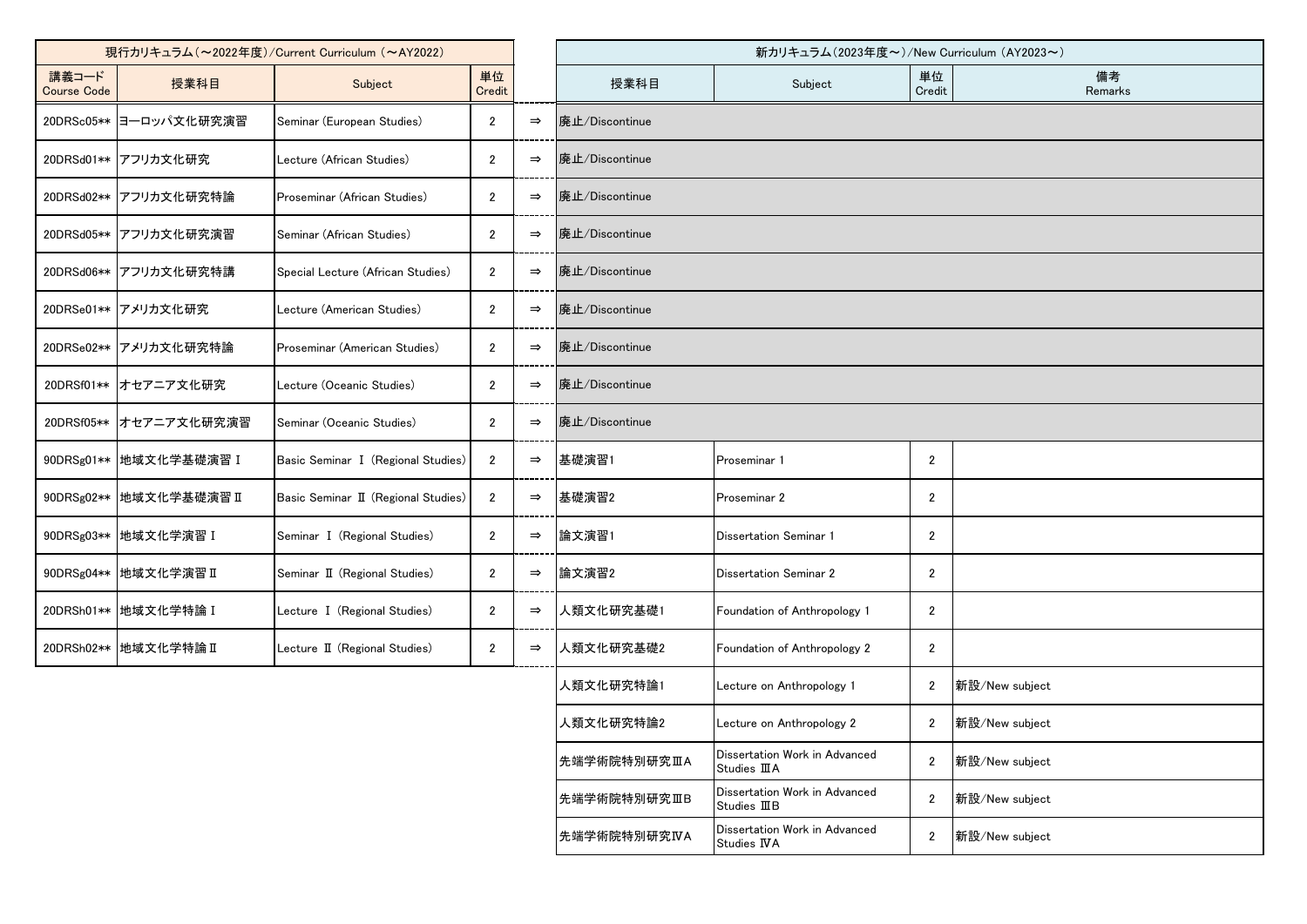| 現行カリキュラム（～2022年度）/Current Curriculum （～AY2022） | | | | | 新カリキュラム(2023年度～)/New Curriculum (AY2023～) | | | |
|---|---|---|---|---|---|---|---|---|
| 講義コード Course Code | 授業科目 | Subject | 単位 Credit | | 授業科目 | Subject | 単位 Credit | 備考 Remarks |
| 20DRSc05** | ヨーロッパ文化研究演習 | Seminar (European Studies) | 2 | ⇒ | 廃止/Discontinue | | | |
| 20DRSd01** | アフリカ文化研究 | Lecture (African Studies) | 2 | ⇒ | 廃止/Discontinue | | | |
| 20DRSd02** | アフリカ文化研究特論 | Proseminar (African Studies) | 2 | ⇒ | 廃止/Discontinue | | | |
| 20DRSd05** | アフリカ文化研究演習 | Seminar (African Studies) | 2 | ⇒ | 廃止/Discontinue | | | |
| 20DRSd06** | アフリカ文化研究特講 | Special Lecture (African Studies) | 2 | ⇒ | 廃止/Discontinue | | | |
| 20DRSe01** | アメリカ文化研究 | Lecture (American Studies) | 2 | ⇒ | 廃止/Discontinue | | | |
| 20DRSe02** | アメリカ文化研究特論 | Proseminar (American Studies) | 2 | ⇒ | 廃止/Discontinue | | | |
| 20DRSf01** | オセアニア文化研究 | Lecture (Oceanic Studies) | 2 | ⇒ | 廃止/Discontinue | | | |
| 20DRSf05** | オセアニア文化研究演習 | Seminar (Oceanic Studies) | 2 | ⇒ | 廃止/Discontinue | | | |
| 90DRSg01** | 地域文化学基礎演習Ⅰ | Basic Seminar Ⅰ (Regional Studies) | 2 | ⇒ | 基礎演習1 | Proseminar 1 | 2 | |
| 90DRSg02** | 地域文化学基礎演習Ⅱ | Basic Seminar Ⅱ (Regional Studies) | 2 | ⇒ | 基礎演習2 | Proseminar 2 | 2 | |
| 90DRSg03** | 地域文化学演習Ⅰ | Seminar Ⅰ (Regional Studies) | 2 | ⇒ | 論文演習1 | Dissertation Seminar 1 | 2 | |
| 90DRSg04** | 地域文化学演習Ⅱ | Seminar Ⅱ (Regional Studies) | 2 | ⇒ | 論文演習2 | Dissertation Seminar 2 | 2 | |
| 20DRSh01** | 地域文化学特論Ⅰ | Lecture Ⅰ (Regional Studies) | 2 | ⇒ | 人類文化研究基礎1 | Foundation of Anthropology 1 | 2 | |
| 20DRSh02** | 地域文化学特論Ⅱ | Lecture Ⅱ (Regional Studies) | 2 | ⇒ | 人類文化研究基礎2 | Foundation of Anthropology 2 | 2 | |
| | | | | | 人類文化研究特論1 | Lecture on Anthropology 1 | 2 | 新設/New subject |
| | | | | | 人類文化研究特論2 | Lecture on Anthropology 2 | 2 | 新設/New subject |
| | | | | | 先端学術院特別研究ⅢA | Dissertation Work in Advanced Studies ⅢA | 2 | 新設/New subject |
| | | | | | 先端学術院特別研究ⅢB | Dissertation Work in Advanced Studies ⅢB | 2 | 新設/New subject |
| | | | | | 先端学術院特別研究ⅣA | Dissertation Work in Advanced Studies ⅣA | 2 | 新設/New subject |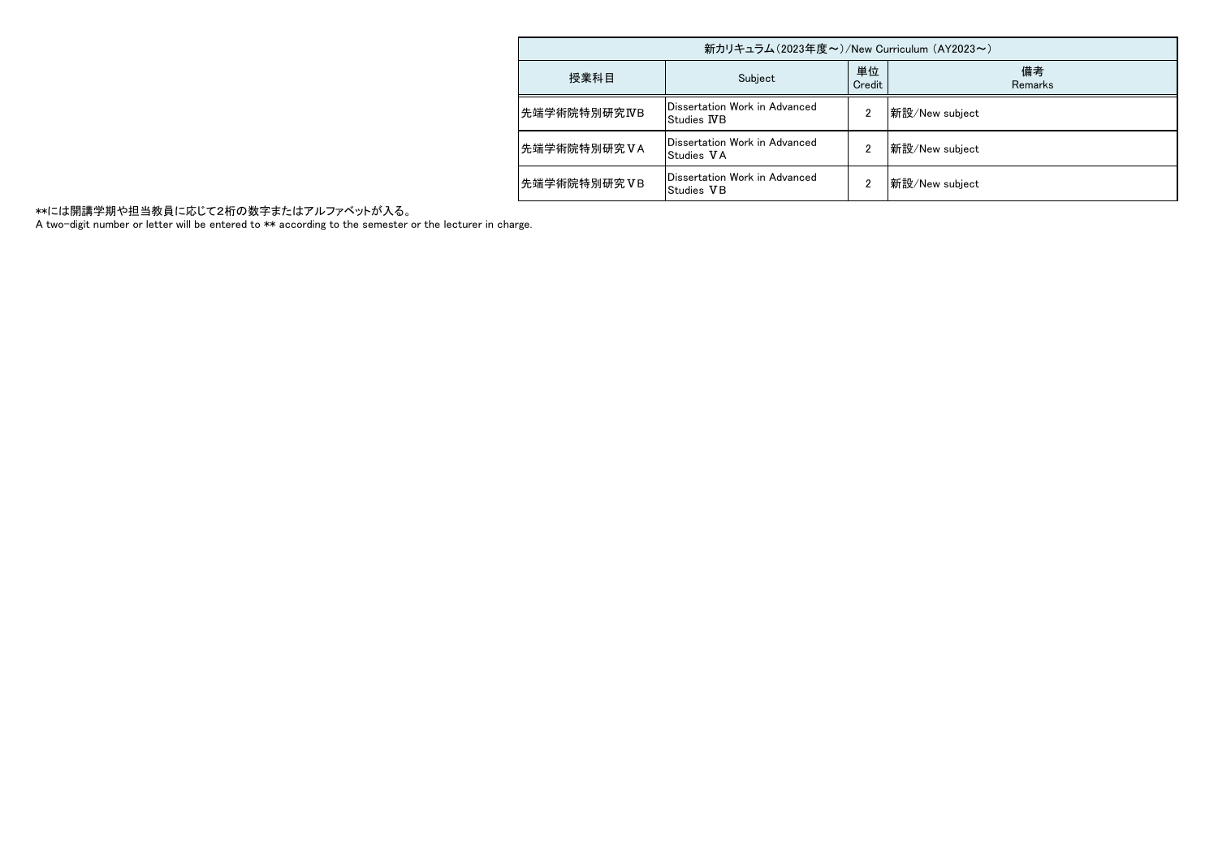| 新カリキュラム（2023年度～）/New Curriculum（AY2023～） | | | |
|---|---|---|---|
| 授業科目 | Subject | 単位 Credit | 備考 Remarks |
| 先端学術院特別研究ⅣB | Dissertation Work in Advanced Studies ⅣB | 2 | 新設/New subject |
| 先端学術院特別研究ⅤA | Dissertation Work in Advanced Studies ⅤA | 2 | 新設/New subject |
| 先端学術院特別研究ⅤB | Dissertation Work in Advanced Studies ⅤB | 2 | 新設/New subject |

**には開講学期や担当教員に応じて2桁の数字またはアルファベットが入る。
A two-digit number or letter will be entered to ** according to the semester or the lecturer in charge.